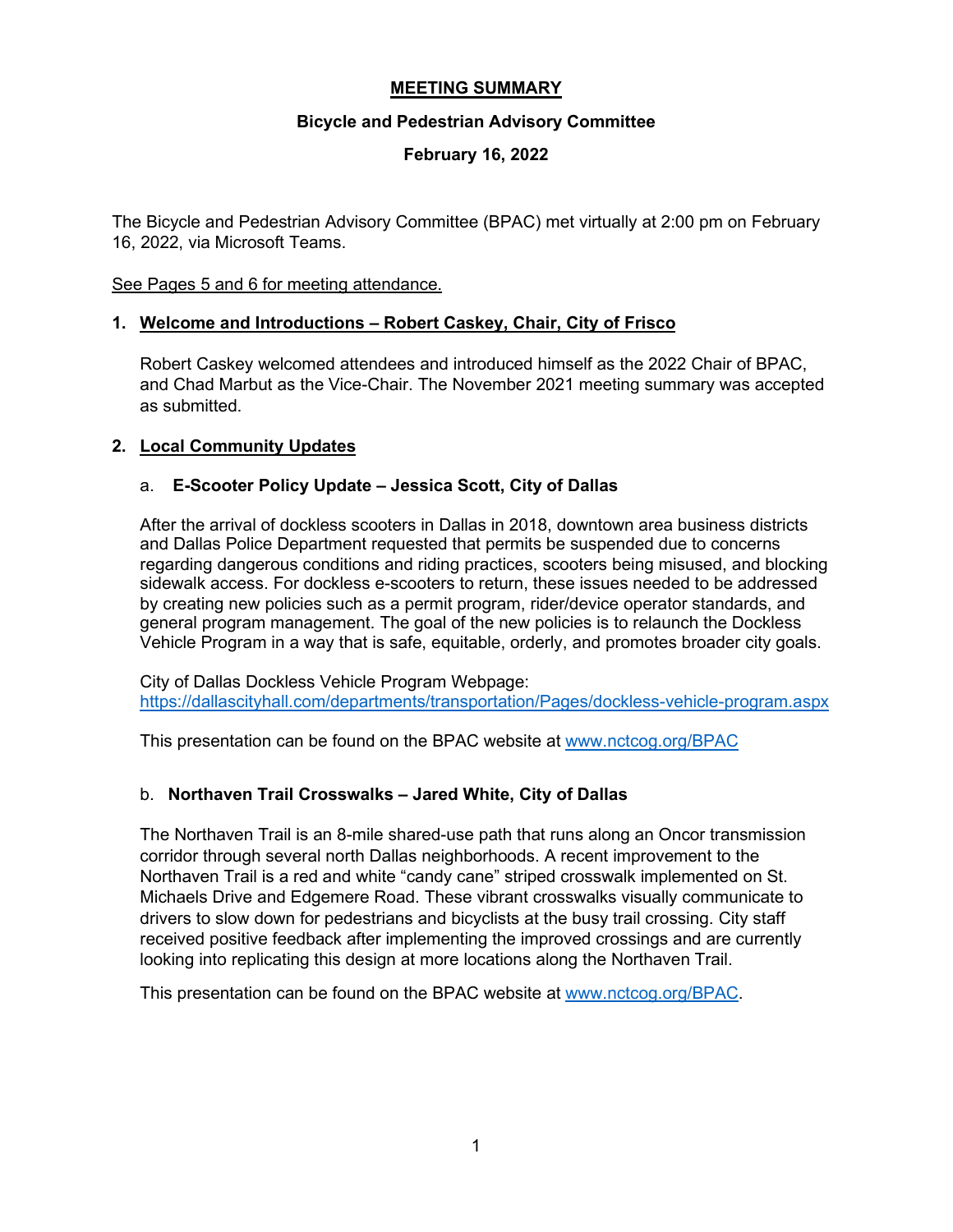# MEETING SUMMARY

## Bicycle and Pedestrian Advisory Committee

## February 16, 2022

The Bicycle and Pedestrian Advisory Committee (BPAC) met virtually at 2:00 pm on February 16, 2022, via Microsoft Teams.

See Pages 5 and 6 for meeting attendance.

### 1. Welcome and Introductions – Robert Caskey, Chair, City of Frisco

Robert Caskey welcomed attendees and introduced himself as the 2022 Chair of BPAC, and Chad Marbut as the Vice-Chair. The November 2021 meeting summary was accepted as submitted.

### 2. Local Community Updates

#### a. E-Scooter Policy Update – Jessica Scott, City of Dallas

After the arrival of dockless scooters in Dallas in 2018, downtown area business districts and Dallas Police Department requested that permits be suspended due to concerns regarding dangerous conditions and riding practices, scooters being misused, and blocking sidewalk access. For dockless e-scooters to return, these issues needed to be addressed by creating new policies such as a permit program, rider/device operator standards, and general program management. The goal of the new policies is to relaunch the Dockless Vehicle Program in a way that is safe, equitable, orderly, and promotes broader city goals.

City of Dallas Dockless Vehicle Program Webpage:
https://dallascityhall.com/departments/transportation/Pages/dockless-vehicle-program.aspx

This presentation can be found on the BPAC website at www.nctcog.org/BPAC

#### b. Northaven Trail Crosswalks – Jared White, City of Dallas

The Northaven Trail is an 8-mile shared-use path that runs along an Oncor transmission corridor through several north Dallas neighborhoods. A recent improvement to the Northaven Trail is a red and white "candy cane" striped crosswalk implemented on St. Michaels Drive and Edgemere Road. These vibrant crosswalks visually communicate to drivers to slow down for pedestrians and bicyclists at the busy trail crossing. City staff received positive feedback after implementing the improved crossings and are currently looking into replicating this design at more locations along the Northaven Trail.

This presentation can be found on the BPAC website at www.nctcog.org/BPAC.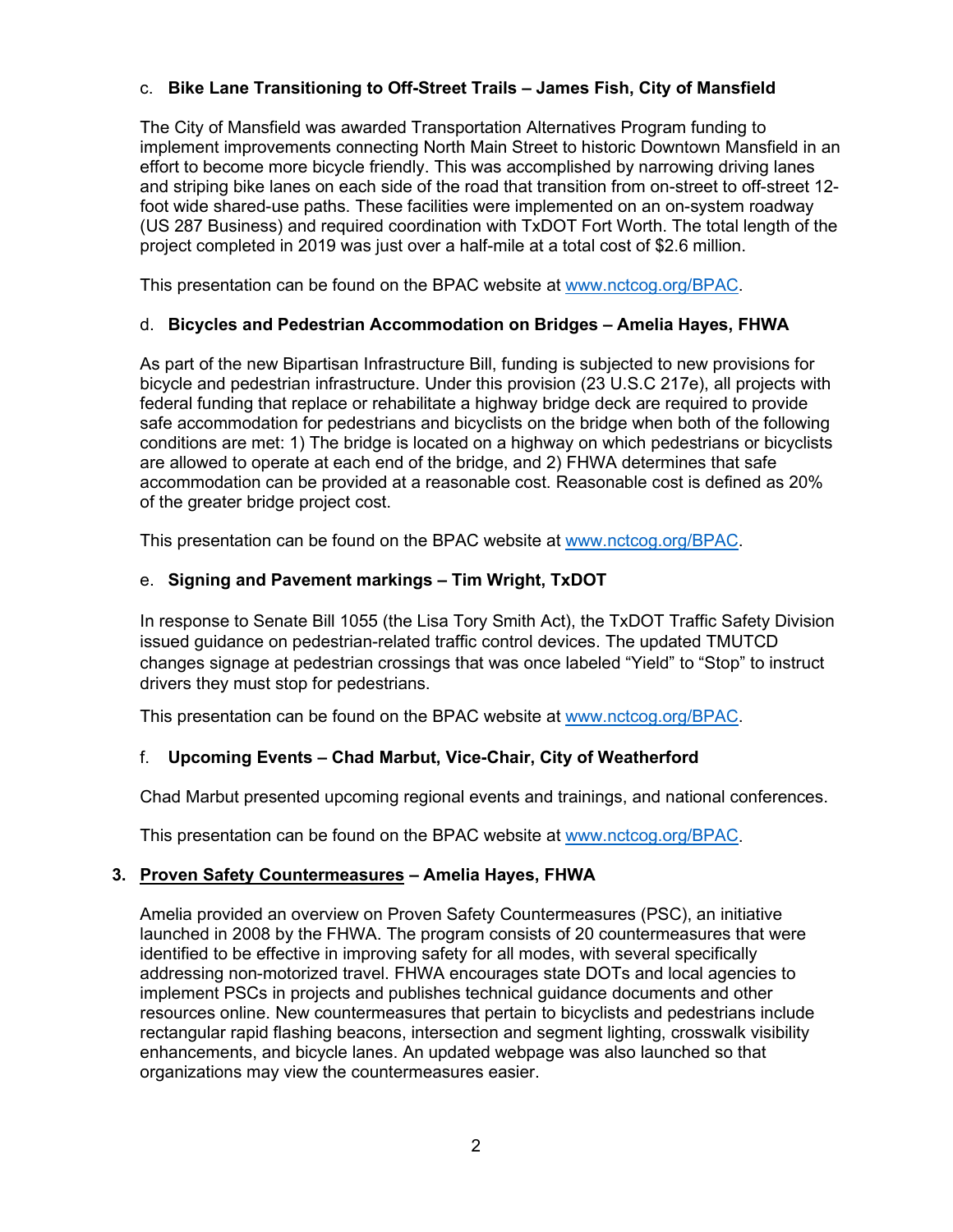c. **Bike Lane Transitioning to Off-Street Trails – James Fish, City of Mansfield**

The City of Mansfield was awarded Transportation Alternatives Program funding to implement improvements connecting North Main Street to historic Downtown Mansfield in an effort to become more bicycle friendly. This was accomplished by narrowing driving lanes and striping bike lanes on each side of the road that transition from on-street to off-street 12-foot wide shared-use paths. These facilities were implemented on an on-system roadway (US 287 Business) and required coordination with TxDOT Fort Worth. The total length of the project completed in 2019 was just over a half-mile at a total cost of $2.6 million.

This presentation can be found on the BPAC website at [www.nctcog.org/BPAC](www.nctcog.org/BPAC).

d. **Bicycles and Pedestrian Accommodation on Bridges – Amelia Hayes, FHWA**

As part of the new Bipartisan Infrastructure Bill, funding is subjected to new provisions for bicycle and pedestrian infrastructure. Under this provision (23 U.S.C 217e), all projects with federal funding that replace or rehabilitate a highway bridge deck are required to provide safe accommodation for pedestrians and bicyclists on the bridge when both of the following conditions are met: 1) The bridge is located on a highway on which pedestrians or bicyclists are allowed to operate at each end of the bridge, and 2) FHWA determines that safe accommodation can be provided at a reasonable cost. Reasonable cost is defined as 20% of the greater bridge project cost.

This presentation can be found on the BPAC website at [www.nctcog.org/BPAC](www.nctcog.org/BPAC).

e. **Signing and Pavement markings – Tim Wright, TxDOT**

In response to Senate Bill 1055 (the Lisa Tory Smith Act), the TxDOT Traffic Safety Division issued guidance on pedestrian-related traffic control devices. The updated TMUTCD changes signage at pedestrian crossings that was once labeled "Yield" to "Stop" to instruct drivers they must stop for pedestrians.

This presentation can be found on the BPAC website at [www.nctcog.org/BPAC](www.nctcog.org/BPAC).

f. **Upcoming Events – Chad Marbut, Vice-Chair, City of Weatherford**

Chad Marbut presented upcoming regional events and trainings, and national conferences.

This presentation can be found on the BPAC website at [www.nctcog.org/BPAC](www.nctcog.org/BPAC).

**3. <u>Proven Safety Countermeasures</u> – Amelia Hayes, FHWA**

Amelia provided an overview on Proven Safety Countermeasures (PSC), an initiative launched in 2008 by the FHWA. The program consists of 20 countermeasures that were identified to be effective in improving safety for all modes, with several specifically addressing non-motorized travel. FHWA encourages state DOTs and local agencies to implement PSCs in projects and publishes technical guidance documents and other resources online. New countermeasures that pertain to bicyclists and pedestrians include rectangular rapid flashing beacons, intersection and segment lighting, crosswalk visibility enhancements, and bicycle lanes. An updated webpage was also launched so that organizations may view the countermeasures easier.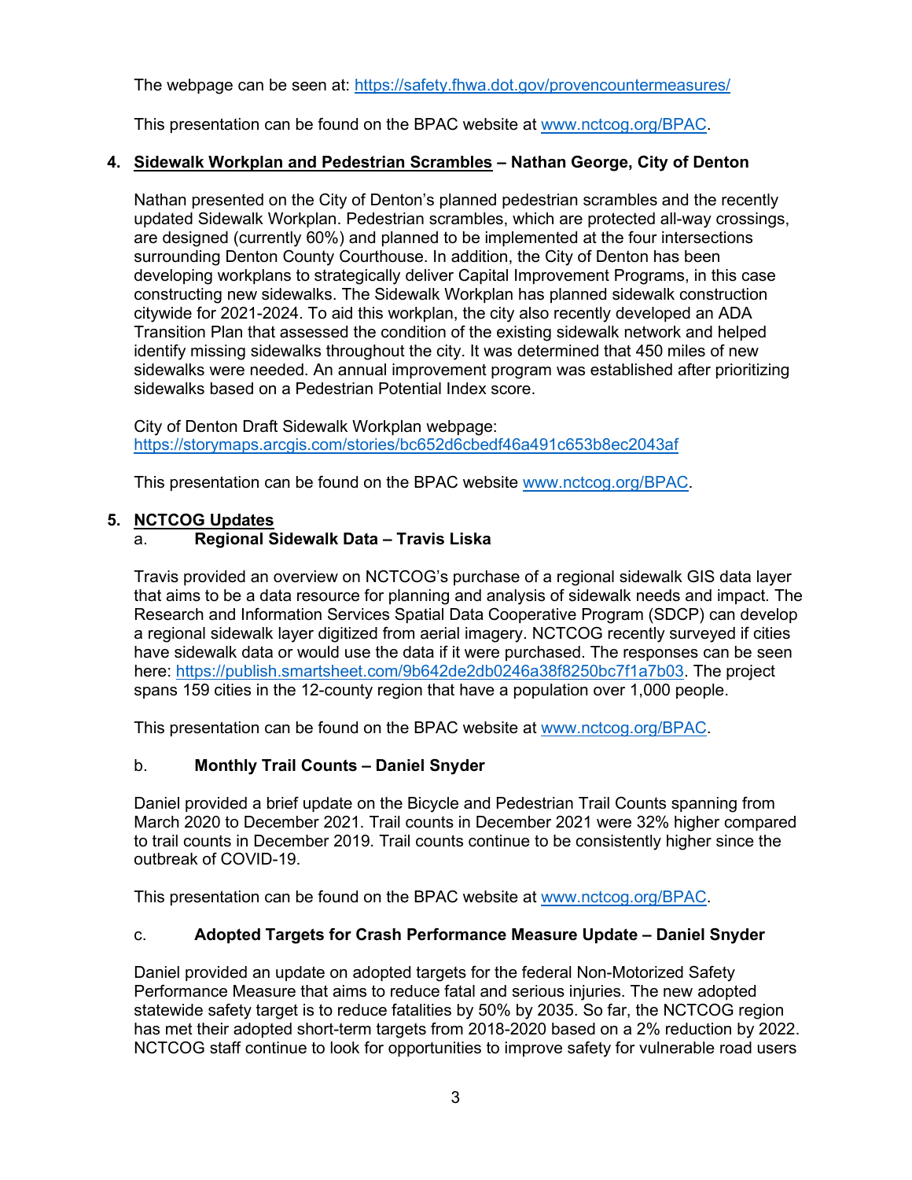The webpage can be seen at: https://safety.fhwa.dot.gov/provencountermeasures/

This presentation can be found on the BPAC website at www.nctcog.org/BPAC.

4. **Sidewalk Workplan and Pedestrian Scrambles – Nathan George, City of Denton**

   Nathan presented on the City of Denton's planned pedestrian scrambles and the recently updated Sidewalk Workplan. Pedestrian scrambles, which are protected all-way crossings, are designed (currently 60%) and planned to be implemented at the four intersections surrounding Denton County Courthouse. In addition, the City of Denton has been developing workplans to strategically deliver Capital Improvement Programs, in this case constructing new sidewalks. The Sidewalk Workplan has planned sidewalk construction citywide for 2021-2024. To aid this workplan, the city also recently developed an ADA Transition Plan that assessed the condition of the existing sidewalk network and helped identify missing sidewalks throughout the city. It was determined that 450 miles of new sidewalks were needed. An annual improvement program was established after prioritizing sidewalks based on a Pedestrian Potential Index score.

   City of Denton Draft Sidewalk Workplan webpage:
   https://storymaps.arcgis.com/stories/bc652d6cbedf46a491c653b8ec2043af

   This presentation can be found on the BPAC website www.nctcog.org/BPAC.

5. **NCTCOG Updates**

   a. **Regional Sidewalk Data – Travis Liska**

   Travis provided an overview on NCTCOG's purchase of a regional sidewalk GIS data layer that aims to be a data resource for planning and analysis of sidewalk needs and impact. The Research and Information Services Spatial Data Cooperative Program (SDCP) can develop a regional sidewalk layer digitized from aerial imagery. NCTCOG recently surveyed if cities have sidewalk data or would use the data if it were purchased. The responses can be seen here: https://publish.smartsheet.com/9b642de2db0246a38f8250bc7f1a7b03. The project spans 159 cities in the 12-county region that have a population over 1,000 people.

   This presentation can be found on the BPAC website at www.nctcog.org/BPAC.

   b. **Monthly Trail Counts – Daniel Snyder**

   Daniel provided a brief update on the Bicycle and Pedestrian Trail Counts spanning from March 2020 to December 2021. Trail counts in December 2021 were 32% higher compared to trail counts in December 2019. Trail counts continue to be consistently higher since the outbreak of COVID-19.

   This presentation can be found on the BPAC website at www.nctcog.org/BPAC.

   c. **Adopted Targets for Crash Performance Measure Update – Daniel Snyder**

   Daniel provided an update on adopted targets for the federal Non-Motorized Safety Performance Measure that aims to reduce fatal and serious injuries. The new adopted statewide safety target is to reduce fatalities by 50% by 2035. So far, the NCTCOG region has met their adopted short-term targets from 2018-2020 based on a 2% reduction by 2022. NCTCOG staff continue to look for opportunities to improve safety for vulnerable road users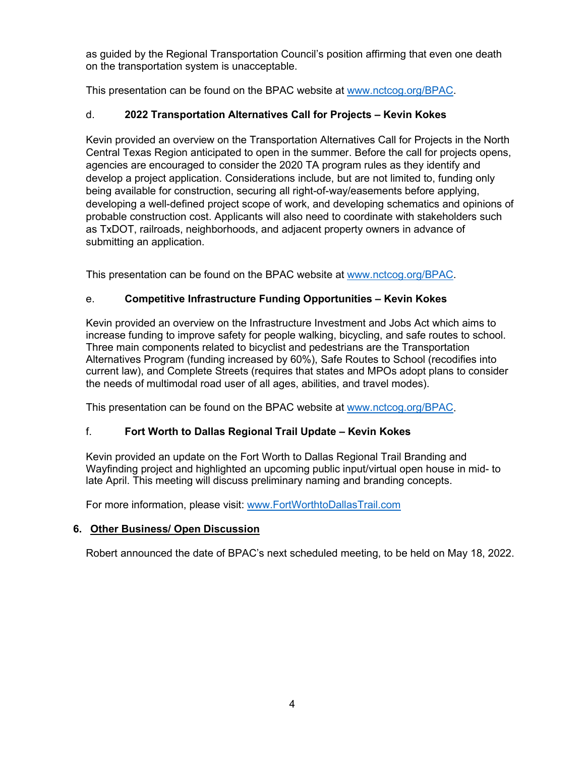as guided by the Regional Transportation Council's position affirming that even one death on the transportation system is unacceptable.

This presentation can be found on the BPAC website at [www.nctcog.org/BPAC](www.nctcog.org/BPAC).

d. **2022 Transportation Alternatives Call for Projects – Kevin Kokes**

Kevin provided an overview on the Transportation Alternatives Call for Projects in the North Central Texas Region anticipated to open in the summer. Before the call for projects opens, agencies are encouraged to consider the 2020 TA program rules as they identify and develop a project application. Considerations include, but are not limited to, funding only being available for construction, securing all right-of-way/easements before applying, developing a well-defined project scope of work, and developing schematics and opinions of probable construction cost. Applicants will also need to coordinate with stakeholders such as TxDOT, railroads, neighborhoods, and adjacent property owners in advance of submitting an application.

This presentation can be found on the BPAC website at [www.nctcog.org/BPAC](www.nctcog.org/BPAC).

e. **Competitive Infrastructure Funding Opportunities – Kevin Kokes**

Kevin provided an overview on the Infrastructure Investment and Jobs Act which aims to increase funding to improve safety for people walking, bicycling, and safe routes to school. Three main components related to bicyclist and pedestrians are the Transportation Alternatives Program (funding increased by 60%), Safe Routes to School (recodifies into current law), and Complete Streets (requires that states and MPOs adopt plans to consider the needs of multimodal road user of all ages, abilities, and travel modes).

This presentation can be found on the BPAC website at [www.nctcog.org/BPAC](www.nctcog.org/BPAC).

f. **Fort Worth to Dallas Regional Trail Update – Kevin Kokes**

Kevin provided an update on the Fort Worth to Dallas Regional Trail Branding and Wayfinding project and highlighted an upcoming public input/virtual open house in mid- to late April. This meeting will discuss preliminary naming and branding concepts.

For more information, please visit: [www.FortWorthtoDallasTrail.com](www.FortWorthtoDallasTrail.com)

**6. Other Business/ Open Discussion**

Robert announced the date of BPAC's next scheduled meeting, to be held on May 18, 2022.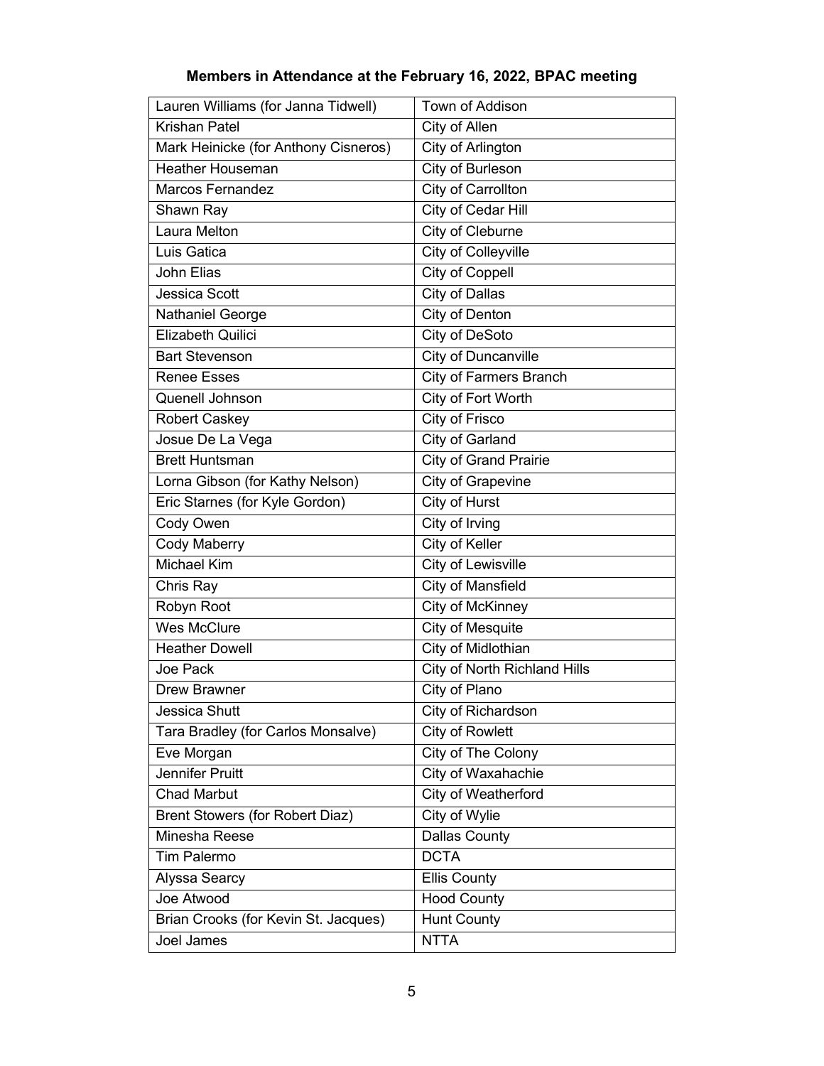**Members in Attendance at the February 16, 2022, BPAC meeting**

| | |
|---|---|
| Lauren Williams (for Janna Tidwell) | Town of Addison |
| Krishan Patel | City of Allen |
| Mark Heinicke (for Anthony Cisneros) | City of Arlington |
| Heather Houseman | City of Burleson |
| Marcos Fernandez | City of Carrollton |
| Shawn Ray | City of Cedar Hill |
| Laura Melton | City of Cleburne |
| Luis Gatica | City of Colleyville |
| John Elias | City of Coppell |
| Jessica Scott | City of Dallas |
| Nathaniel George | City of Denton |
| Elizabeth Quilici | City of DeSoto |
| Bart Stevenson | City of Duncanville |
| Renee Esses | City of Farmers Branch |
| Quenell Johnson | City of Fort Worth |
| Robert Caskey | City of Frisco |
| Josue De La Vega | City of Garland |
| Brett Huntsman | City of Grand Prairie |
| Lorna Gibson (for Kathy Nelson) | City of Grapevine |
| Eric Starnes (for Kyle Gordon) | City of Hurst |
| Cody Owen | City of Irving |
| Cody Maberry | City of Keller |
| Michael Kim | City of Lewisville |
| Chris Ray | City of Mansfield |
| Robyn Root | City of McKinney |
| Wes McClure | City of Mesquite |
| Heather Dowell | City of Midlothian |
| Joe Pack | City of North Richland Hills |
| Drew Brawner | City of Plano |
| Jessica Shutt | City of Richardson |
| Tara Bradley (for Carlos Monsalve) | City of Rowlett |
| Eve Morgan | City of The Colony |
| Jennifer Pruitt | City of Waxahachie |
| Chad Marbut | City of Weatherford |
| Brent Stowers (for Robert Diaz) | City of Wylie |
| Minesha Reese | Dallas County |
| Tim Palermo | DCTA |
| Alyssa Searcy | Ellis County |
| Joe Atwood | Hood County |
| Brian Crooks (for Kevin St. Jacques) | Hunt County |
| Joel James | NTTA |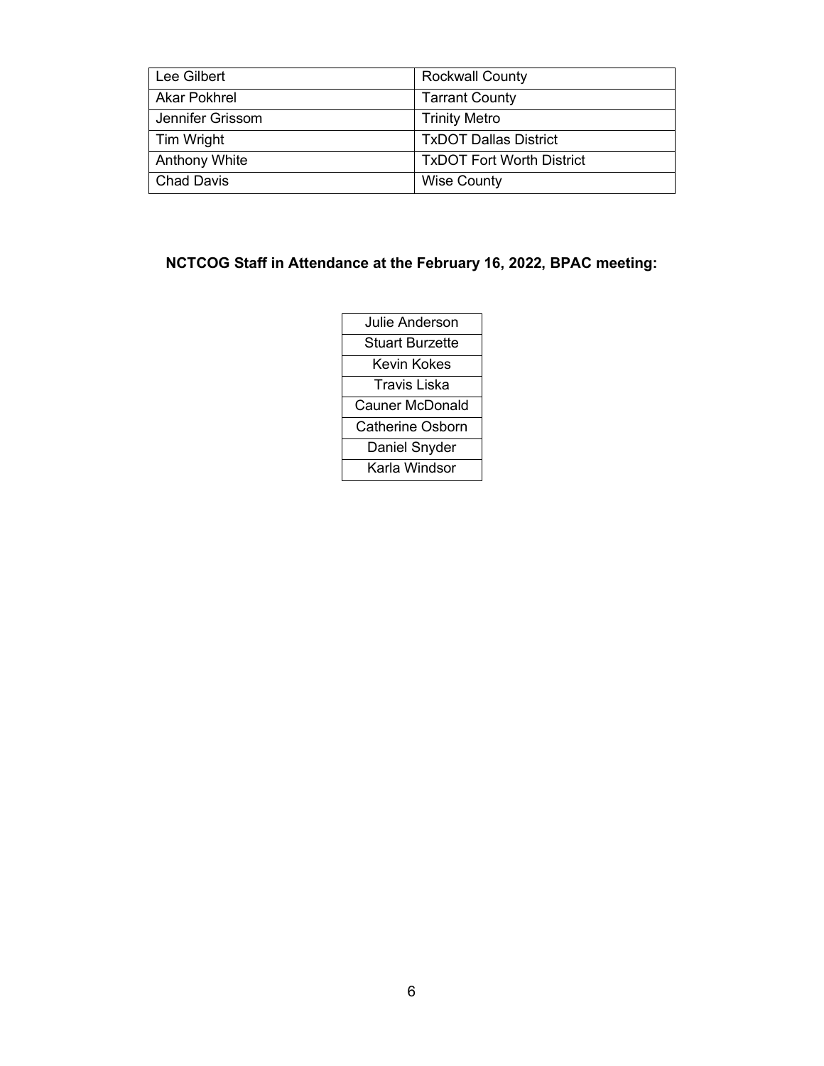| | |
|---|---|
| Lee Gilbert | Rockwall County |
| Akar Pokhrel | Tarrant County |
| Jennifer Grissom | Trinity Metro |
| Tim Wright | TxDOT Dallas District |
| Anthony White | TxDOT Fort Worth District |
| Chad Davis | Wise County |

**NCTCOG Staff in Attendance at the February 16, 2022, BPAC meeting:**

| |
|---|
| Julie Anderson |
| Stuart Burzette |
| Kevin Kokes |
| Travis Liska |
| Cauner McDonald |
| Catherine Osborn |
| Daniel Snyder |
| Karla Windsor |